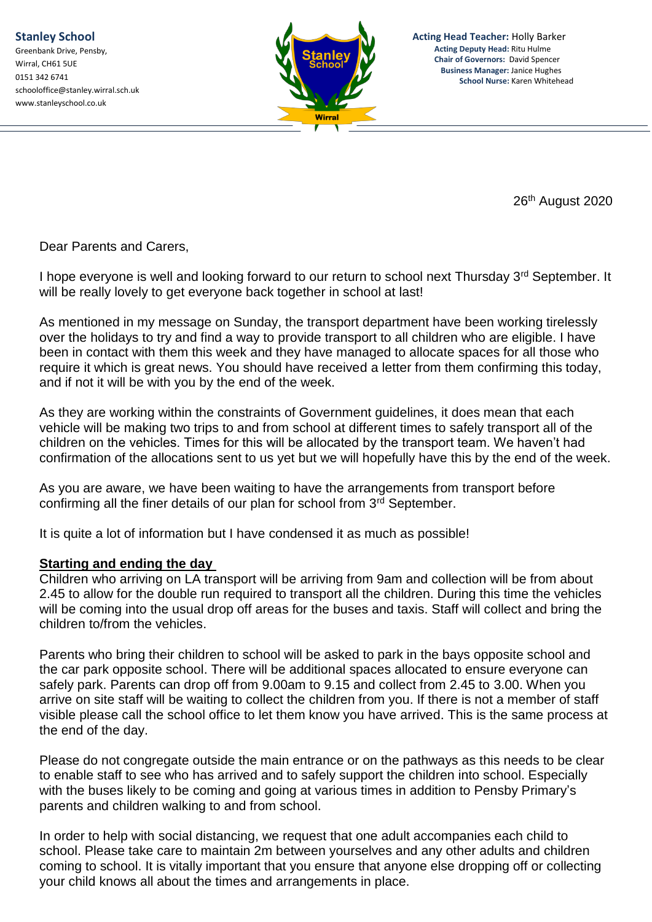**Stanley School**
Greenbank Drive, Pensby,
Wirral, CH61 5UE
0151 342 6741
schooloffice@stanley.wirral.sch.uk
www.stanleyschool.co.uk

**Acting Head Teacher:** Holly Barker
**Acting Deputy Head:** Ritu Hulme
**Chair of Governors:** David Spencer
**Business Manager:** Janice Hughes
**School Nurse:** Karen Whitehead

26th August 2020

Dear Parents and Carers,

I hope everyone is well and looking forward to our return to school next Thursday 3rd September. It will be really lovely to get everyone back together in school at last!

As mentioned in my message on Sunday, the transport department have been working tirelessly over the holidays to try and find a way to provide transport to all children who are eligible. I have been in contact with them this week and they have managed to allocate spaces for all those who require it which is great news. You should have received a letter from them confirming this today, and if not it will be with you by the end of the week.

As they are working within the constraints of Government guidelines, it does mean that each vehicle will be making two trips to and from school at different times to safely transport all of the children on the vehicles. Times for this will be allocated by the transport team. We haven't had confirmation of the allocations sent to us yet but we will hopefully have this by the end of the week.

As you are aware, we have been waiting to have the arrangements from transport before confirming all the finer details of our plan for school from 3rd September.

It is quite a lot of information but I have condensed it as much as possible!

**Starting and ending the day**

Children who arriving on LA transport will be arriving from 9am and collection will be from about 2.45 to allow for the double run required to transport all the children. During this time the vehicles will be coming into the usual drop off areas for the buses and taxis. Staff will collect and bring the children to/from the vehicles.

Parents who bring their children to school will be asked to park in the bays opposite school and the car park opposite school. There will be additional spaces allocated to ensure everyone can safely park. Parents can drop off from 9.00am to 9.15 and collect from 2.45 to 3.00. When you arrive on site staff will be waiting to collect the children from you. If there is not a member of staff visible please call the school office to let them know you have arrived. This is the same process at the end of the day.

Please do not congregate outside the main entrance or on the pathways as this needs to be clear to enable staff to see who has arrived and to safely support the children into school. Especially with the buses likely to be coming and going at various times in addition to Pensby Primary's parents and children walking to and from school.

In order to help with social distancing, we request that one adult accompanies each child to school. Please take care to maintain 2m between yourselves and any other adults and children coming to school. It is vitally important that you ensure that anyone else dropping off or collecting your child knows all about the times and arrangements in place.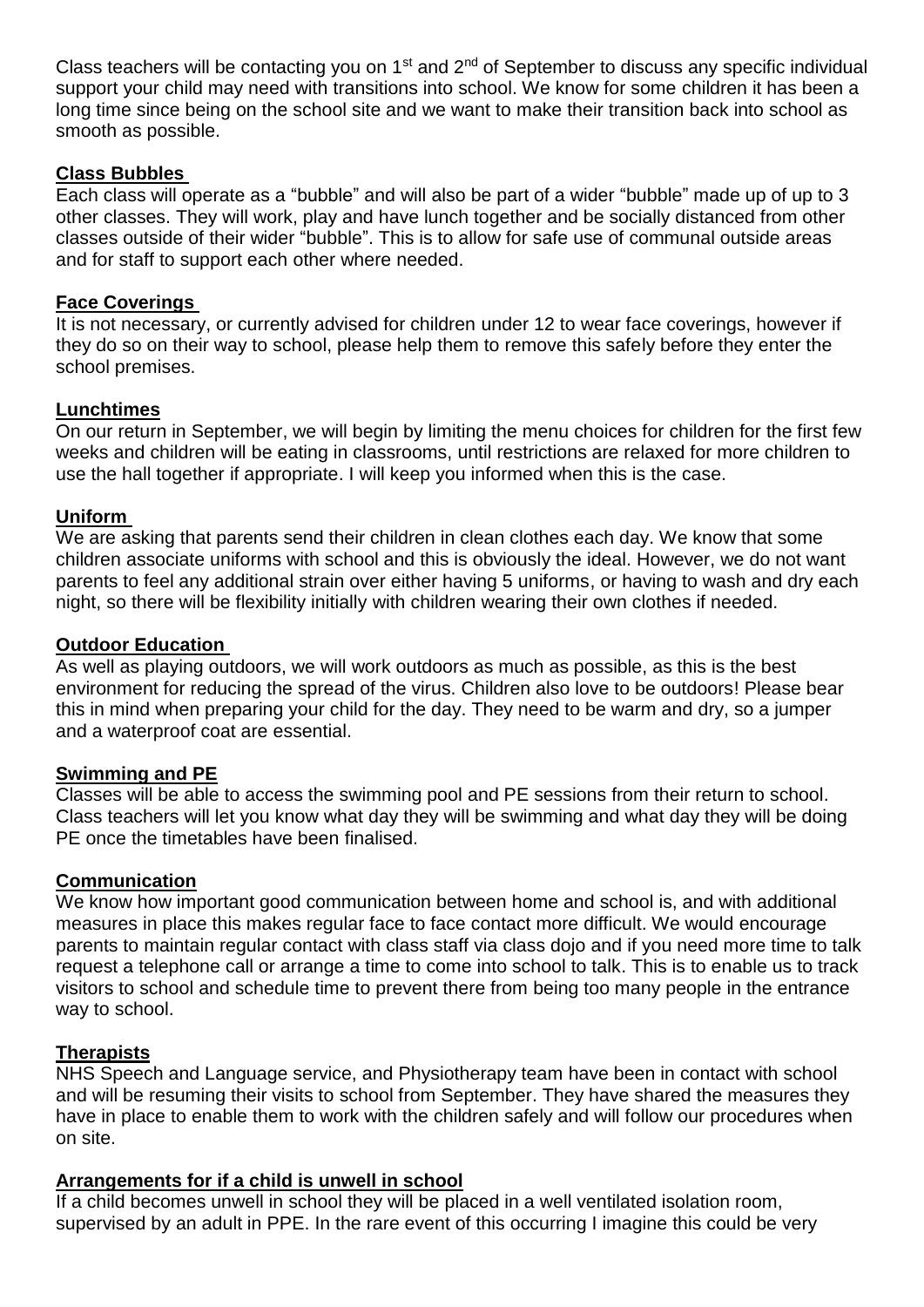Class teachers will be contacting you on 1st and 2nd of September to discuss any specific individual support your child may need with transitions into school. We know for some children it has been a long time since being on the school site and we want to make their transition back into school as smooth as possible.

## Class Bubbles

Each class will operate as a "bubble" and will also be part of a wider "bubble" made up of up to 3 other classes. They will work, play and have lunch together and be socially distanced from other classes outside of their wider "bubble". This is to allow for safe use of communal outside areas and for staff to support each other where needed.

## Face Coverings

It is not necessary, or currently advised for children under 12 to wear face coverings, however if they do so on their way to school, please help them to remove this safely before they enter the school premises.

## Lunchtimes

On our return in September, we will begin by limiting the menu choices for children for the first few weeks and children will be eating in classrooms, until restrictions are relaxed for more children to use the hall together if appropriate. I will keep you informed when this is the case.

## Uniform

We are asking that parents send their children in clean clothes each day. We know that some children associate uniforms with school and this is obviously the ideal. However, we do not want parents to feel any additional strain over either having 5 uniforms, or having to wash and dry each night, so there will be flexibility initially with children wearing their own clothes if needed.

## Outdoor Education

As well as playing outdoors, we will work outdoors as much as possible, as this is the best environment for reducing the spread of the virus. Children also love to be outdoors! Please bear this in mind when preparing your child for the day. They need to be warm and dry, so a jumper and a waterproof coat are essential.

## Swimming and PE

Classes will be able to access the swimming pool and PE sessions from their return to school. Class teachers will let you know what day they will be swimming and what day they will be doing PE once the timetables have been finalised.

## Communication

We know how important good communication between home and school is, and with additional measures in place this makes regular face to face contact more difficult. We would encourage parents to maintain regular contact with class staff via class dojo and if you need more time to talk request a telephone call or arrange a time to come into school to talk. This is to enable us to track visitors to school and schedule time to prevent there from being too many people in the entrance way to school.

## Therapists

NHS Speech and Language service, and Physiotherapy team have been in contact with school and will be resuming their visits to school from September. They have shared the measures they have in place to enable them to work with the children safely and will follow our procedures when on site.

## Arrangements for if a child is unwell in school

If a child becomes unwell in school they will be placed in a well ventilated isolation room, supervised by an adult in PPE. In the rare event of this occurring I imagine this could be very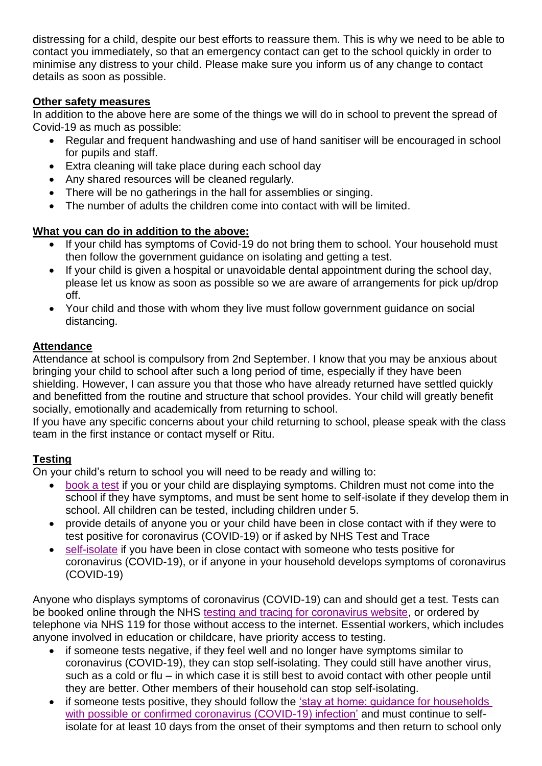distressing for a child, despite our best efforts to reassure them. This is why we need to be able to contact you immediately, so that an emergency contact can get to the school quickly in order to minimise any distress to your child. Please make sure you inform us of any change to contact details as soon as possible.

**Other safety measures**

In addition to the above here are some of the things we will do in school to prevent the spread of Covid-19 as much as possible:

- Regular and frequent handwashing and use of hand sanitiser will be encouraged in school for pupils and staff.
- Extra cleaning will take place during each school day
- Any shared resources will be cleaned regularly.
- There will be no gatherings in the hall for assemblies or singing.
- The number of adults the children come into contact with will be limited.

**What you can do in addition to the above:**

- If your child has symptoms of Covid-19 do not bring them to school. Your household must then follow the government guidance on isolating and getting a test.
- If your child is given a hospital or unavoidable dental appointment during the school day, please let us know as soon as possible so we are aware of arrangements for pick up/drop off.
- Your child and those with whom they live must follow government guidance on social distancing.

**Attendance**

Attendance at school is compulsory from 2nd September. I know that you may be anxious about bringing your child to school after such a long period of time, especially if they have been shielding. However, I can assure you that those who have already returned have settled quickly and benefitted from the routine and structure that school provides. Your child will greatly benefit socially, emotionally and academically from returning to school.

If you have any specific concerns about your child returning to school, please speak with the class team in the first instance or contact myself or Ritu.

**Testing**

On your child's return to school you will need to be ready and willing to:

- book a test if you or your child are displaying symptoms. Children must not come into the school if they have symptoms, and must be sent home to self-isolate if they develop them in school. All children can be tested, including children under 5.
- provide details of anyone you or your child have been in close contact with if they were to test positive for coronavirus (COVID-19) or if asked by NHS Test and Trace
- self-isolate if you have been in close contact with someone who tests positive for coronavirus (COVID-19), or if anyone in your household develops symptoms of coronavirus (COVID-19)

Anyone who displays symptoms of coronavirus (COVID-19) can and should get a test. Tests can be booked online through the NHS testing and tracing for coronavirus website, or ordered by telephone via NHS 119 for those without access to the internet. Essential workers, which includes anyone involved in education or childcare, have priority access to testing.

- if someone tests negative, if they feel well and no longer have symptoms similar to coronavirus (COVID-19), they can stop self-isolating. They could still have another virus, such as a cold or flu – in which case it is still best to avoid contact with other people until they are better. Other members of their household can stop self-isolating.
- if someone tests positive, they should follow the 'stay at home: guidance for households with possible or confirmed coronavirus (COVID-19) infection' and must continue to self-isolate for at least 10 days from the onset of their symptoms and then return to school only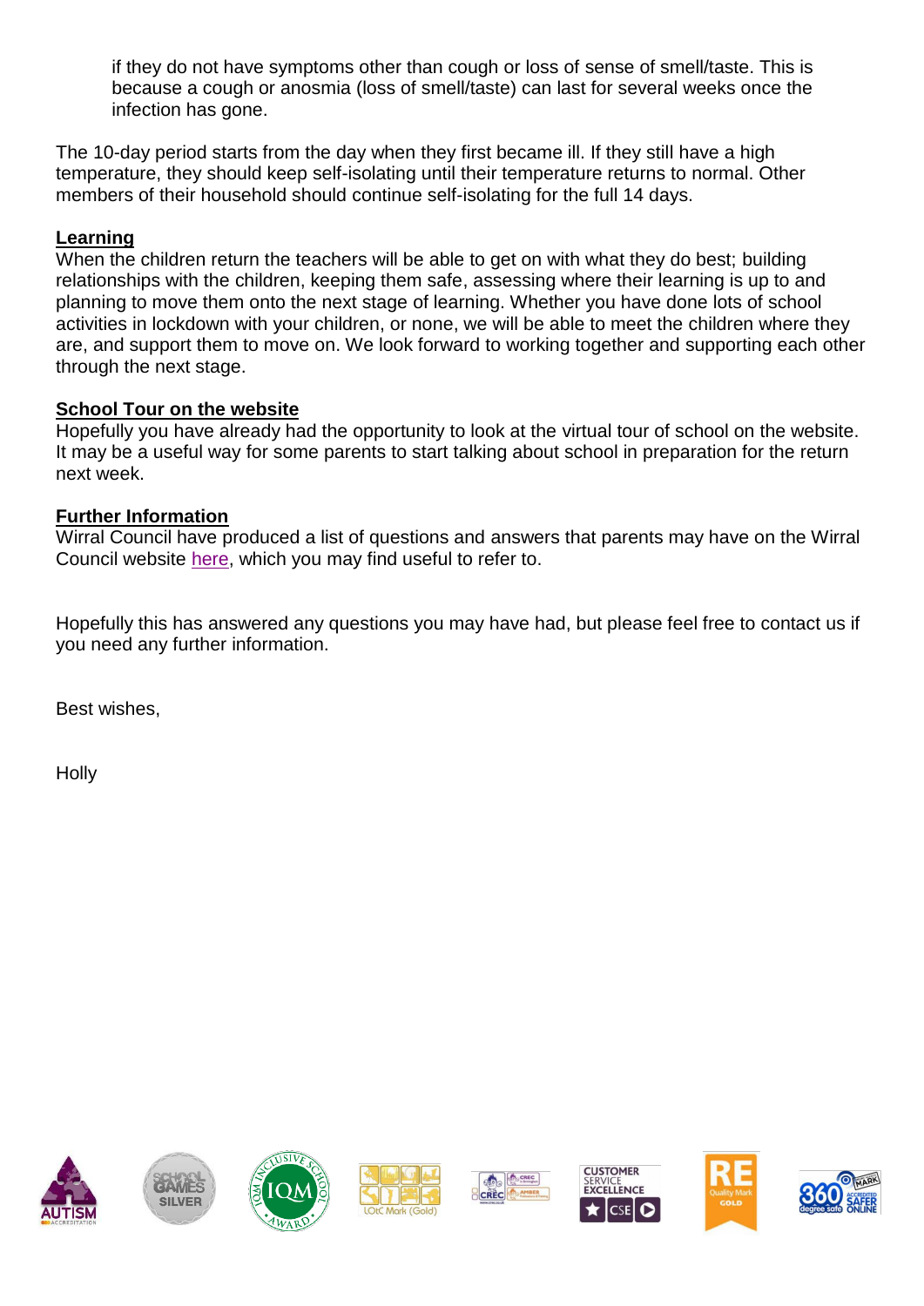if they do not have symptoms other than cough or loss of sense of smell/taste. This is because a cough or anosmia (loss of smell/taste) can last for several weeks once the infection has gone.

The 10-day period starts from the day when they first became ill. If they still have a high temperature, they should keep self-isolating until their temperature returns to normal. Other members of their household should continue self-isolating for the full 14 days.

## Learning

When the children return the teachers will be able to get on with what they do best; building relationships with the children, keeping them safe, assessing where their learning is up to and planning to move them onto the next stage of learning. Whether you have done lots of school activities in lockdown with your children, or none, we will be able to meet the children where they are, and support them to move on. We look forward to working together and supporting each other through the next stage.

## School Tour on the website

Hopefully you have already had the opportunity to look at the virtual tour of school on the website. It may be a useful way for some parents to start talking about school in preparation for the return next week.

## Further Information

Wirral Council have produced a list of questions and answers that parents may have on the Wirral Council website here, which you may find useful to refer to.

Hopefully this has answered any questions you may have had, but please feel free to contact us if you need any further information.

Best wishes,

Holly